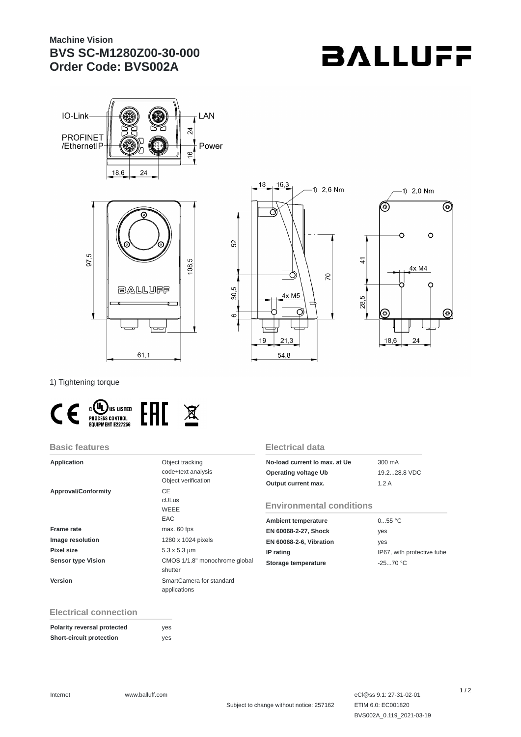**Machine Vision**

# BVS SC-M1280Z00-30-000
# Order Code: BVS002A

1) Tightening torque

## Basic features

| | |
|---|---|
| **Application** | Object tracking<br>code+text analysis<br>Object verification |
| **Approval/Conformity** | CE<br>cULus<br>WEEE<br>EAC |
| **Frame rate** | max. 60 fps |
| **Image resolution** | 1280 x 1024 pixels |
| **Pixel size** | 5.3 x 5.3 µm |
| **Sensor type Vision** | CMOS 1/1.8" monochrome global shutter |
| **Version** | SmartCamera for standard applications |

## Electrical connection

| | |
|---|---|
| **Polarity reversal protected** | yes |
| **Short-circuit protection** | yes |

## Electrical data

| | |
|---|---|
| **No-load current Io max. at Ue** | 300 mA |
| **Operating voltage Ub** | 19.2...28.8 VDC |
| **Output current max.** | 1.2 A |

## Environmental conditions

| | |
|---|---|
| **Ambient temperature** | 0...55 °C |
| **EN 60068-2-27, Shock** | yes |
| **EN 60068-2-6, Vibration** | yes |
| **IP rating** | IP67, with protective tube |
| **Storage temperature** | -25...70 °C |

Internet www.balluff.com

Subject to change without notice: 257162

eCl@ss 9.1: 27-31-02-01
ETIM 6.0: EC001820
BVS002A_0.119_2021-03-19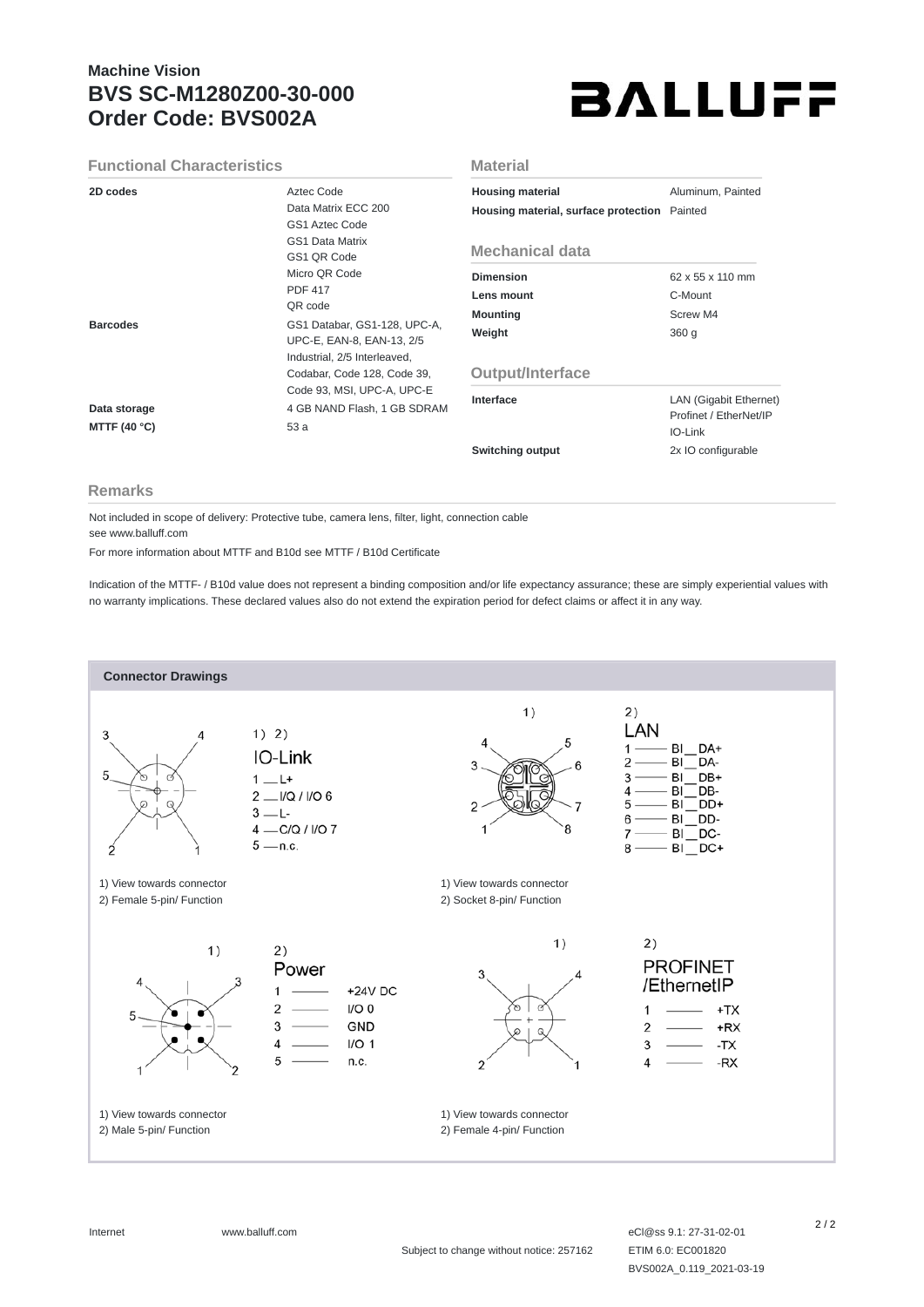Machine Vision
# BVS SC-M1280Z00-30-000
# Order Code: BVS002A

## Functional Characteristics

| | |
|---|---|
| **2D codes** | Aztec Code<br>Data Matrix ECC 200<br>GS1 Aztec Code<br>GS1 Data Matrix<br>GS1 QR Code<br>Micro QR Code<br>PDF 417<br>QR code |
| **Barcodes** | GS1 Databar, GS1-128, UPC-A, UPC-E, EAN-8, EAN-13, 2/5 Industrial, 2/5 Interleaved, Codabar, Code 128, Code 39, Code 93, MSI, UPC-A, UPC-E |
| **Data storage** | 4 GB NAND Flash, 1 GB SDRAM |
| **MTTF (40 °C)** | 53 a |

## Material

| | |
|---|---|
| **Housing material** | Aluminum, Painted |
| **Housing material, surface protection** | Painted |

## Mechanical data

| | |
|---|---|
| **Dimension** | 62 x 55 x 110 mm |
| **Lens mount** | C-Mount |
| **Mounting** | Screw M4 |
| **Weight** | 360 g |

## Output/Interface

| | |
|---|---|
| **Interface** | LAN (Gigabit Ethernet)<br>Profinet / EtherNet/IP<br>IO-Link |
| **Switching output** | 2x IO configurable |

## Remarks

Not included in scope of delivery: Protective tube, camera lens, filter, light, connection cable
see www.balluff.com

For more information about MTTF and B10d see MTTF / B10d Certificate

Indication of the MTTF- / B10d value does not represent a binding composition and/or life expectancy assurance; these are simply experiential values with no warranty implications. These declared values also do not extend the expiration period for defect claims or affect it in any way.

## Connector Drawings

1) 2)
IO-Link
1 — L+
2 — I/Q / I/O 6
3 — L-
4 — C/Q / I/O 7
5 — n.c.

1) View towards connector
2) Female 5-pin/ Function

1)
2)
LAN
1 — BI_DA+
2 — BI_DA-
3 — BI_DB+
4 — BI_DB-
5 — BI_DD+
6 — BI_DD-
7 — BI_DC-
8 — BI_DC+

1) View towards connector
2) Socket 8-pin/ Function

1)
2)
Power
1 — +24V DC
2 — I/O 0
3 — GND
4 — I/O 1
5 — n.c.

1) View towards connector
2) Male 5-pin/ Function

1)
2)
PROFINET
/EthernetIP
1 — +TX
2 — +RX
3 — -TX
4 — -RX

1) View towards connector
2) Female 4-pin/ Function

Internet www.balluff.com

Subject to change without notice: 257162

eCl@ss 9.1: 27-31-02-01
ETIM 6.0: EC001820
BVS002A_0.119_2021-03-19